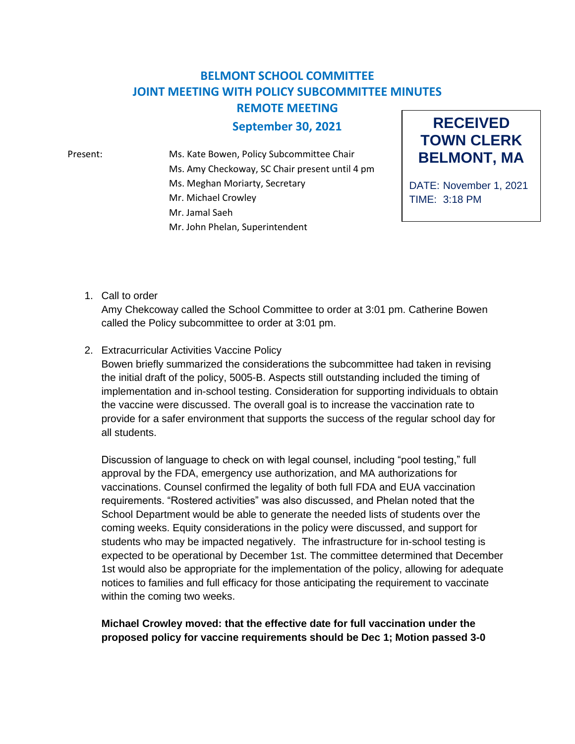# BELMONT SCHOOL COMMITTEE
## JOINT MEETING WITH POLICY SUBCOMMITTEE MINUTES
## REMOTE MEETING
## September 30, 2021

**RECEIVED**
**TOWN CLERK**
**BELMONT, MA**

DATE: November 1, 2021
TIME: 3:18 PM

Present:
Ms. Kate Bowen, Policy Subcommittee Chair
Ms. Amy Checkoway, SC Chair present until 4 pm
Ms. Meghan Moriarty, Secretary
Mr. Michael Crowley
Mr. Jamal Saeh
Mr. John Phelan, Superintendent

1. Call to order
   Amy Chekcoway called the School Committee to order at 3:01 pm. Catherine Bowen called the Policy subcommittee to order at 3:01 pm.

2. Extracurricular Activities Vaccine Policy
   Bowen briefly summarized the considerations the subcommittee had taken in revising the initial draft of the policy, 5005-B. Aspects still outstanding included the timing of implementation and in-school testing. Consideration for supporting individuals to obtain the vaccine were discussed. The overall goal is to increase the vaccination rate to provide for a safer environment that supports the success of the regular school day for all students.

   Discussion of language to check on with legal counsel, including "pool testing," full approval by the FDA, emergency use authorization, and MA authorizations for vaccinations. Counsel confirmed the legality of both full FDA and EUA vaccination requirements. "Rostered activities" was also discussed, and Phelan noted that the School Department would be able to generate the needed lists of students over the coming weeks. Equity considerations in the policy were discussed, and support for students who may be impacted negatively. The infrastructure for in-school testing is expected to be operational by December 1st. The committee determined that December 1st would also be appropriate for the implementation of the policy, allowing for adequate notices to families and full efficacy for those anticipating the requirement to vaccinate within the coming two weeks.

   **Michael Crowley moved: that the effective date for full vaccination under the proposed policy for vaccine requirements should be Dec 1; Motion passed 3-0**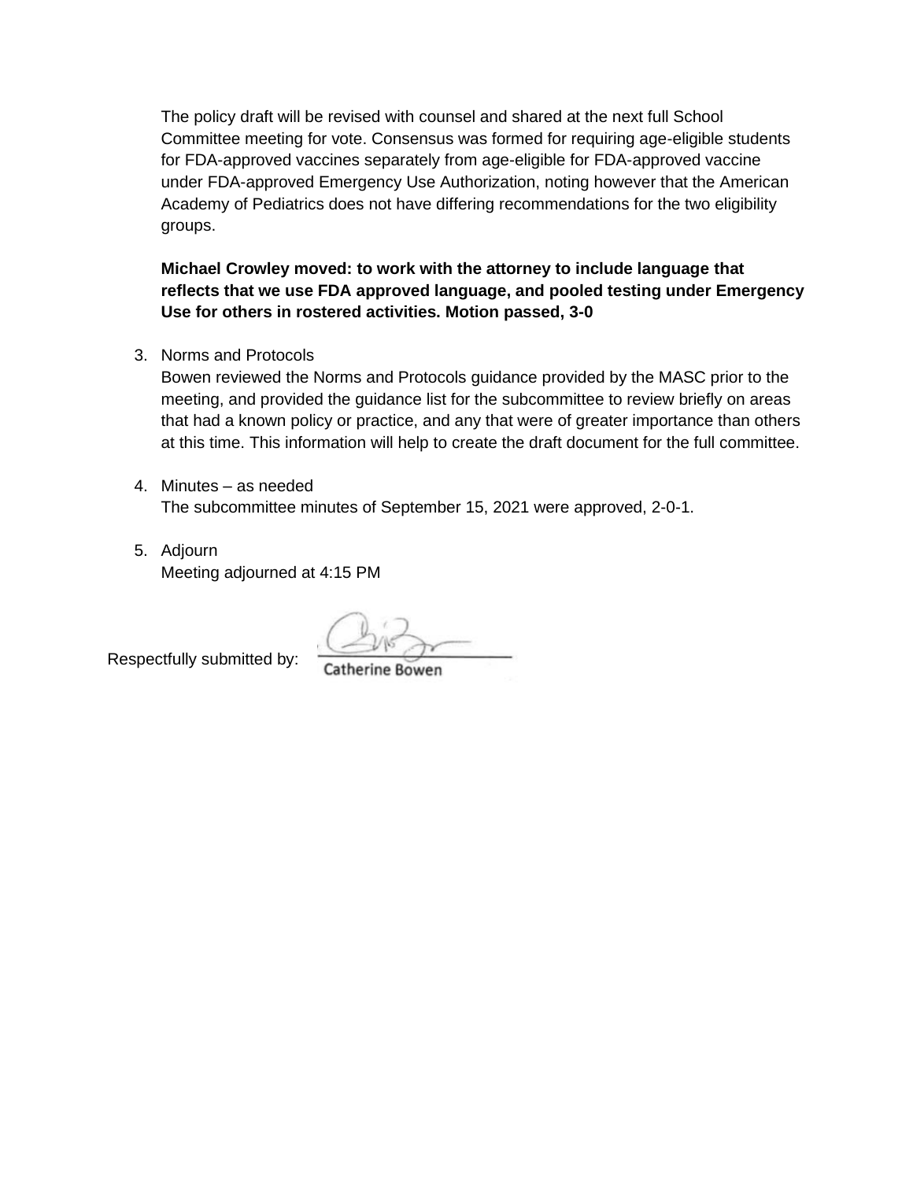The policy draft will be revised with counsel and shared at the next full School Committee meeting for vote. Consensus was formed for requiring age-eligible students for FDA-approved vaccines separately from age-eligible for FDA-approved vaccine under FDA-approved Emergency Use Authorization, noting however that the American Academy of Pediatrics does not have differing recommendations for the two eligibility groups.

**Michael Crowley moved: to work with the attorney to include language that reflects that we use FDA approved language, and pooled testing under Emergency Use for others in rostered activities. Motion passed, 3-0**

3. Norms and Protocols
   Bowen reviewed the Norms and Protocols guidance provided by the MASC prior to the meeting, and provided the guidance list for the subcommittee to review briefly on areas that had a known policy or practice, and any that were of greater importance than others at this time. This information will help to create the draft document for the full committee.

4. Minutes – as needed
   The subcommittee minutes of September 15, 2021 were approved, 2-0-1.

5. Adjourn
   Meeting adjourned at 4:15 PM

Respectfully submitted by: Catherine Bowen